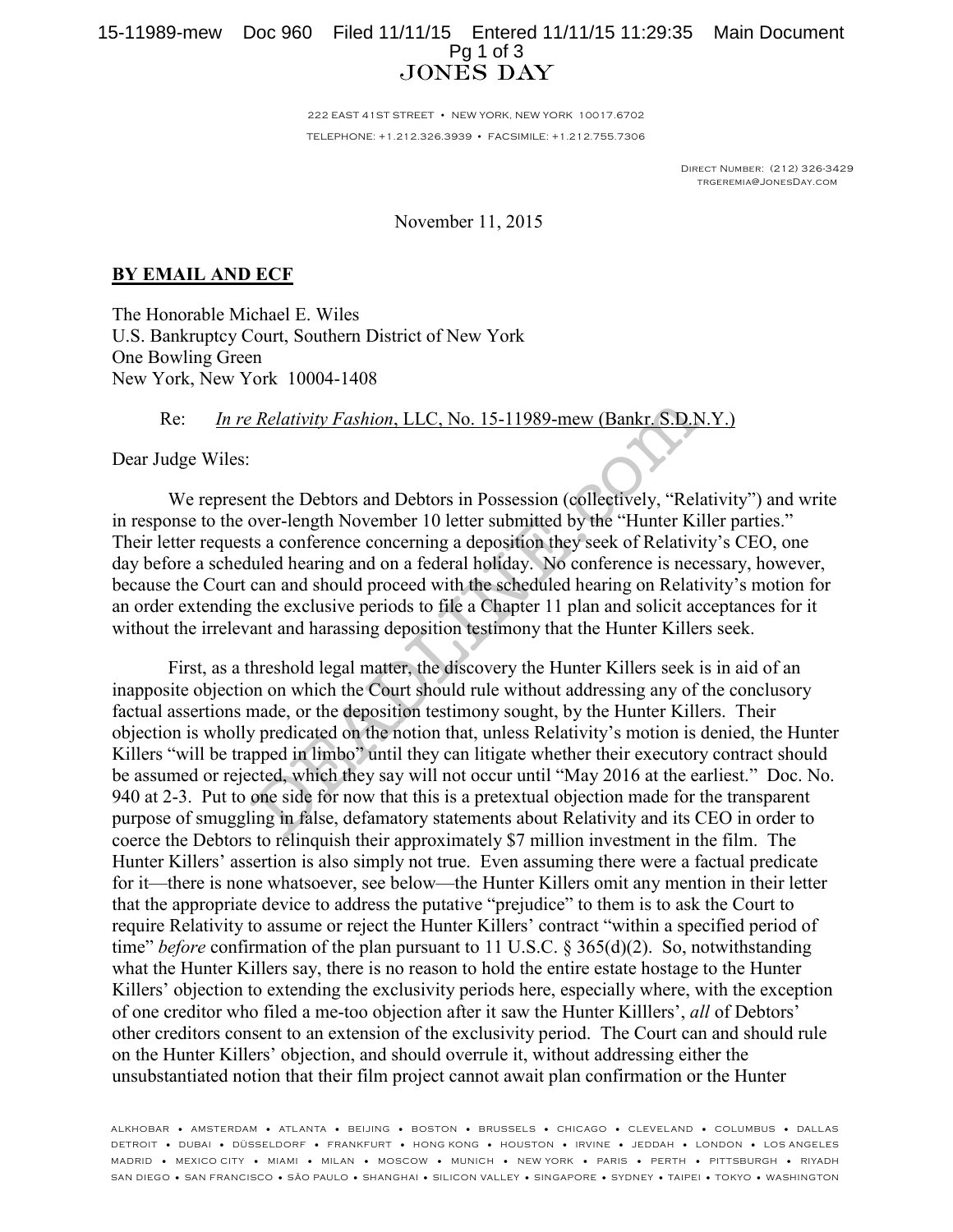# JONES DAY

222 EAST 41ST STREET • NEW YORK, NEW YORK 10017.6702

TELEPHONE: +1.212.326.3939 • FACSIMILE: +1.212.755.7306

DIRECT NUMBER: (212) 326-3429
TRGEREMIA@JONESDAY.COM

November 11, 2015

**BY EMAIL AND ECF**

The Honorable Michael E. Wiles
U.S. Bankruptcy Court, Southern District of New York
One Bowling Green
New York, New York 10004-1408

Re: *In re Relativity Fashion*, LLC, No. 15-11989-mew (Bankr. S.D.N.Y.)

Dear Judge Wiles:

We represent the Debtors and Debtors in Possession (collectively, "Relativity") and write in response to the over-length November 10 letter submitted by the "Hunter Killer parties." Their letter requests a conference concerning a deposition they seek of Relativity's CEO, one day before a scheduled hearing and on a federal holiday. No conference is necessary, however, because the Court can and should proceed with the scheduled hearing on Relativity's motion for an order extending the exclusive periods to file a Chapter 11 plan and solicit acceptances for it without the irrelevant and harassing deposition testimony that the Hunter Killers seek.

First, as a threshold legal matter, the discovery the Hunter Killers seek is in aid of an inapposite objection on which the Court should rule without addressing any of the conclusory factual assertions made, or the deposition testimony sought, by the Hunter Killers. Their objection is wholly predicated on the notion that, unless Relativity's motion is denied, the Hunter Killers "will be trapped in limbo" until they can litigate whether their executory contract should be assumed or rejected, which they say will not occur until "May 2016 at the earliest." Doc. No. 940 at 2-3. Put to one side for now that this is a pretextual objection made for the transparent purpose of smuggling in false, defamatory statements about Relativity and its CEO in order to coerce the Debtors to relinquish their approximately $7 million investment in the film. The Hunter Killers' assertion is also simply not true. Even assuming there were a factual predicate for it—there is none whatsoever, see below—the Hunter Killers omit any mention in their letter that the appropriate device to address the putative "prejudice" to them is to ask the Court to require Relativity to assume or reject the Hunter Killers' contract "within a specified period of time" *before* confirmation of the plan pursuant to 11 U.S.C. § 365(d)(2). So, notwithstanding what the Hunter Killers say, there is no reason to hold the entire estate hostage to the Hunter Killers' objection to extending the exclusivity periods here, especially where, with the exception of one creditor who filed a me-too objection after it saw the Hunter Killlers', *all* of Debtors' other creditors consent to an extension of the exclusivity period. The Court can and should rule on the Hunter Killers' objection, and should overrule it, without addressing either the unsubstantiated notion that their film project cannot await plan confirmation or the Hunter

ALKHOBAR • AMSTERDAM • ATLANTA • BEIJING • BOSTON • BRUSSELS • CHICAGO • CLEVELAND • COLUMBUS • DALLAS
DETROIT • DUBAI • DÜSSELDORF • FRANKFURT • HONG KONG • HOUSTON • IRVINE • JEDDAH • LONDON • LOS ANGELES
MADRID • MEXICO CITY • MIAMI • MILAN • MOSCOW • MUNICH • NEW YORK • PARIS • PERTH • PITTSBURGH • RIYADH
SAN DIEGO • SAN FRANCISCO • SÃO PAULO • SHANGHAI • SILICON VALLEY • SINGAPORE • SYDNEY • TAIPEI • TOKYO • WASHINGTON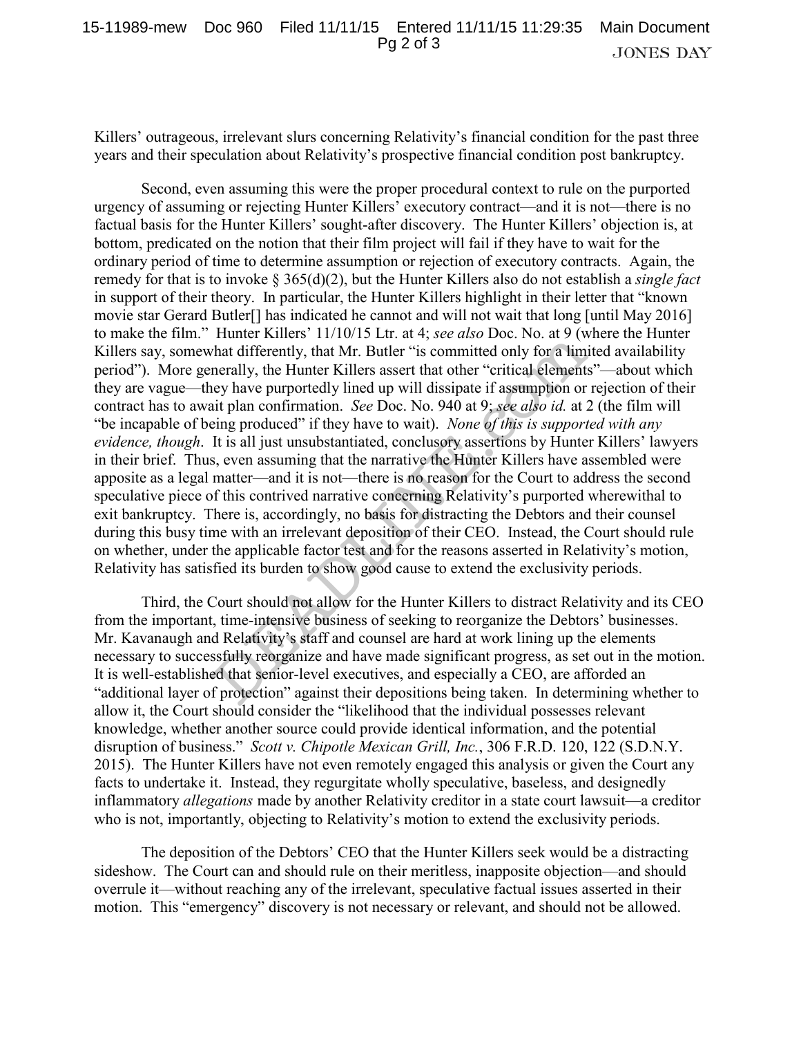Killers' outrageous, irrelevant slurs concerning Relativity's financial condition for the past three years and their speculation about Relativity's prospective financial condition post bankruptcy.

Second, even assuming this were the proper procedural context to rule on the purported urgency of assuming or rejecting Hunter Killers' executory contract—and it is not—there is no factual basis for the Hunter Killers' sought-after discovery. The Hunter Killers' objection is, at bottom, predicated on the notion that their film project will fail if they have to wait for the ordinary period of time to determine assumption or rejection of executory contracts. Again, the remedy for that is to invoke § 365(d)(2), but the Hunter Killers also do not establish a *single fact* in support of their theory. In particular, the Hunter Killers highlight in their letter that "known movie star Gerard Butler[] has indicated he cannot and will not wait that long [until May 2016] to make the film." Hunter Killers' 11/10/15 Ltr. at 4; *see also* Doc. No. at 9 (where the Hunter Killers say, somewhat differently, that Mr. Butler "is committed only for a limited availability period"). More generally, the Hunter Killers assert that other "critical elements"—about which they are vague—they have purportedly lined up will dissipate if assumption or rejection of their contract has to await plan confirmation. *See* Doc. No. 940 at 9; *see also id.* at 2 (the film will "be incapable of being produced" if they have to wait). *None of this is supported with any evidence, though*. It is all just unsubstantiated, conclusory assertions by Hunter Killers' lawyers in their brief. Thus, even assuming that the narrative the Hunter Killers have assembled were apposite as a legal matter—and it is not—there is no reason for the Court to address the second speculative piece of this contrived narrative concerning Relativity's purported wherewithal to exit bankruptcy. There is, accordingly, no basis for distracting the Debtors and their counsel during this busy time with an irrelevant deposition of their CEO. Instead, the Court should rule on whether, under the applicable factor test and for the reasons asserted in Relativity's motion, Relativity has satisfied its burden to show good cause to extend the exclusivity periods.

Third, the Court should not allow for the Hunter Killers to distract Relativity and its CEO from the important, time-intensive business of seeking to reorganize the Debtors' businesses. Mr. Kavanaugh and Relativity's staff and counsel are hard at work lining up the elements necessary to successfully reorganize and have made significant progress, as set out in the motion. It is well-established that senior-level executives, and especially a CEO, are afforded an "additional layer of protection" against their depositions being taken. In determining whether to allow it, the Court should consider the "likelihood that the individual possesses relevant knowledge, whether another source could provide identical information, and the potential disruption of business." *Scott v. Chipotle Mexican Grill, Inc.*, 306 F.R.D. 120, 122 (S.D.N.Y. 2015). The Hunter Killers have not even remotely engaged this analysis or given the Court any facts to undertake it. Instead, they regurgitate wholly speculative, baseless, and designedly inflammatory *allegations* made by another Relativity creditor in a state court lawsuit—a creditor who is not, importantly, objecting to Relativity's motion to extend the exclusivity periods.

The deposition of the Debtors' CEO that the Hunter Killers seek would be a distracting sideshow. The Court can and should rule on their meritless, inapposite objection—and should overrule it—without reaching any of the irrelevant, speculative factual issues asserted in their motion. This "emergency" discovery is not necessary or relevant, and should not be allowed.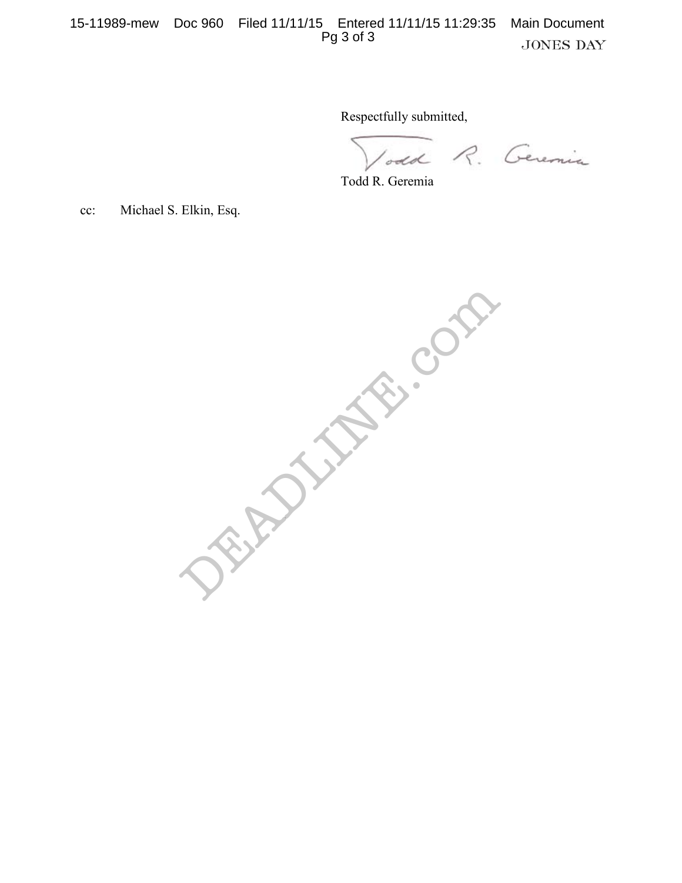Respectfully submitted,

Todd R. Geremia

cc: Michael S. Elkin, Esq.